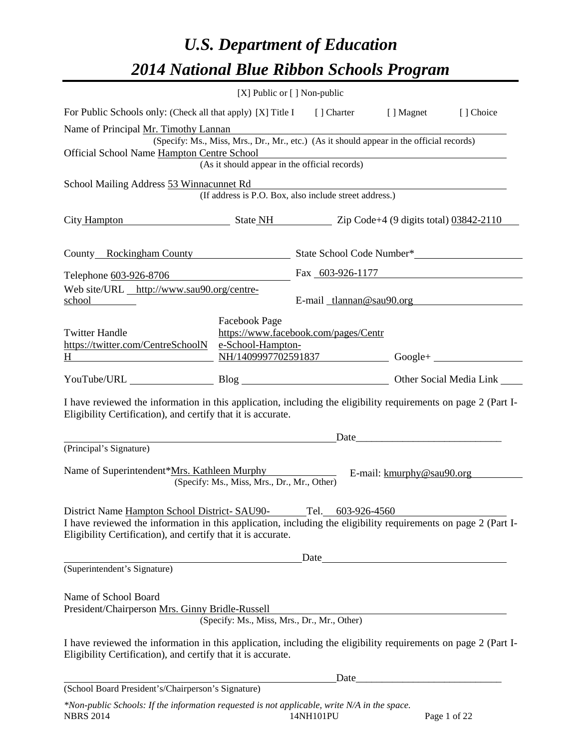# *U.S. Department of Education*

# *2014 National Blue Ribbon Schools Program*

[X] Public or [ ] Non-public

For Public Schools only: (Check all that apply) [X] Title I [ ] Charter [ ] Magnet [ ] Choice

Name of Principal Mr. Timothy Lannan
(Specify: Ms., Miss, Mrs., Dr., Mr., etc.) (As it should appear in the official records)

Official School Name Hampton Centre School
(As it should appear in the official records)

School Mailing Address 53 Winnacunnet Rd
(If address is P.O. Box, also include street address.)

City Hampton State NH Zip Code+4 (9 digits total) 03842-2110

County Rockingham County State School Code Number*

Telephone 603-926-8706 Fax 603-926-1177

Web site/URL http://www.sau90.org/centre-school E-mail tlannan@sau90.org

Twitter Handle https://twitter.com/CentreSchoolNH Facebook Page https://www.facebook.com/pages/Centre-School-Hampton-NH/1409997702591837 Google+

YouTube/URL Blog Other Social Media Link

I have reviewed the information in this application, including the eligibility requirements on page 2 (Part I-Eligibility Certification), and certify that it is accurate.

Date____________________________
(Principal's Signature)

Name of Superintendent*Mrs. Kathleen Murphy E-mail: kmurphy@sau90.org
(Specify: Ms., Miss, Mrs., Dr., Mr., Other)

District Name Hampton School District- SAU90- Tel. 603-926-4560

I have reviewed the information in this application, including the eligibility requirements on page 2 (Part I-Eligibility Certification), and certify that it is accurate.

Date
(Superintendent's Signature)

Name of School Board
President/Chairperson Mrs. Ginny Bridle-Russell
(Specify: Ms., Miss, Mrs., Dr., Mr., Other)

I have reviewed the information in this application, including the eligibility requirements on page 2 (Part I-Eligibility Certification), and certify that it is accurate.

Date____________________________
(School Board President's/Chairperson's Signature)

*\*Non-public Schools: If the information requested is not applicable, write N/A in the space.*

NBRS 2014 14NH101PU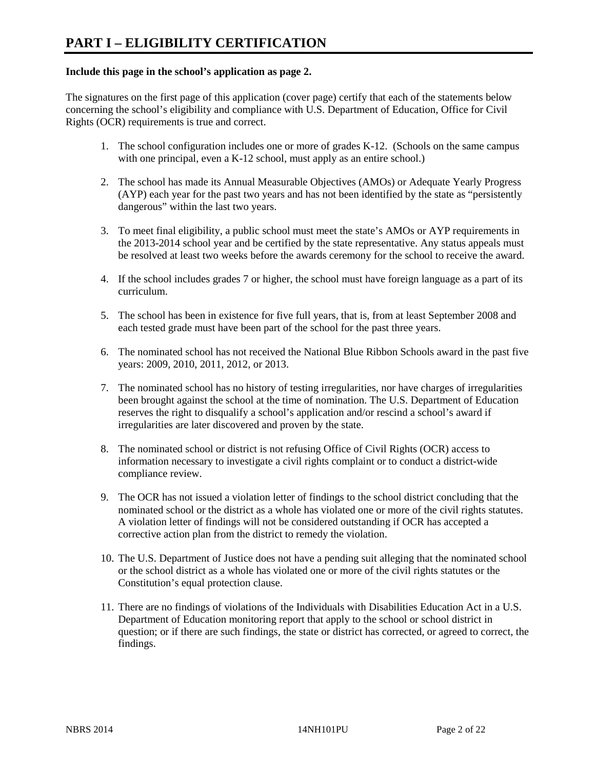# PART I – ELIGIBILITY CERTIFICATION

**Include this page in the school's application as page 2.**

The signatures on the first page of this application (cover page) certify that each of the statements below concerning the school's eligibility and compliance with U.S. Department of Education, Office for Civil Rights (OCR) requirements is true and correct.

1. The school configuration includes one or more of grades K-12. (Schools on the same campus with one principal, even a K-12 school, must apply as an entire school.)

2. The school has made its Annual Measurable Objectives (AMOs) or Adequate Yearly Progress (AYP) each year for the past two years and has not been identified by the state as "persistently dangerous" within the last two years.

3. To meet final eligibility, a public school must meet the state's AMOs or AYP requirements in the 2013-2014 school year and be certified by the state representative. Any status appeals must be resolved at least two weeks before the awards ceremony for the school to receive the award.

4. If the school includes grades 7 or higher, the school must have foreign language as a part of its curriculum.

5. The school has been in existence for five full years, that is, from at least September 2008 and each tested grade must have been part of the school for the past three years.

6. The nominated school has not received the National Blue Ribbon Schools award in the past five years: 2009, 2010, 2011, 2012, or 2013.

7. The nominated school has no history of testing irregularities, nor have charges of irregularities been brought against the school at the time of nomination. The U.S. Department of Education reserves the right to disqualify a school's application and/or rescind a school's award if irregularities are later discovered and proven by the state.

8. The nominated school or district is not refusing Office of Civil Rights (OCR) access to information necessary to investigate a civil rights complaint or to conduct a district-wide compliance review.

9. The OCR has not issued a violation letter of findings to the school district concluding that the nominated school or the district as a whole has violated one or more of the civil rights statutes. A violation letter of findings will not be considered outstanding if OCR has accepted a corrective action plan from the district to remedy the violation.

10. The U.S. Department of Justice does not have a pending suit alleging that the nominated school or the school district as a whole has violated one or more of the civil rights statutes or the Constitution's equal protection clause.

11. There are no findings of violations of the Individuals with Disabilities Education Act in a U.S. Department of Education monitoring report that apply to the school or school district in question; or if there are such findings, the state or district has corrected, or agreed to correct, the findings.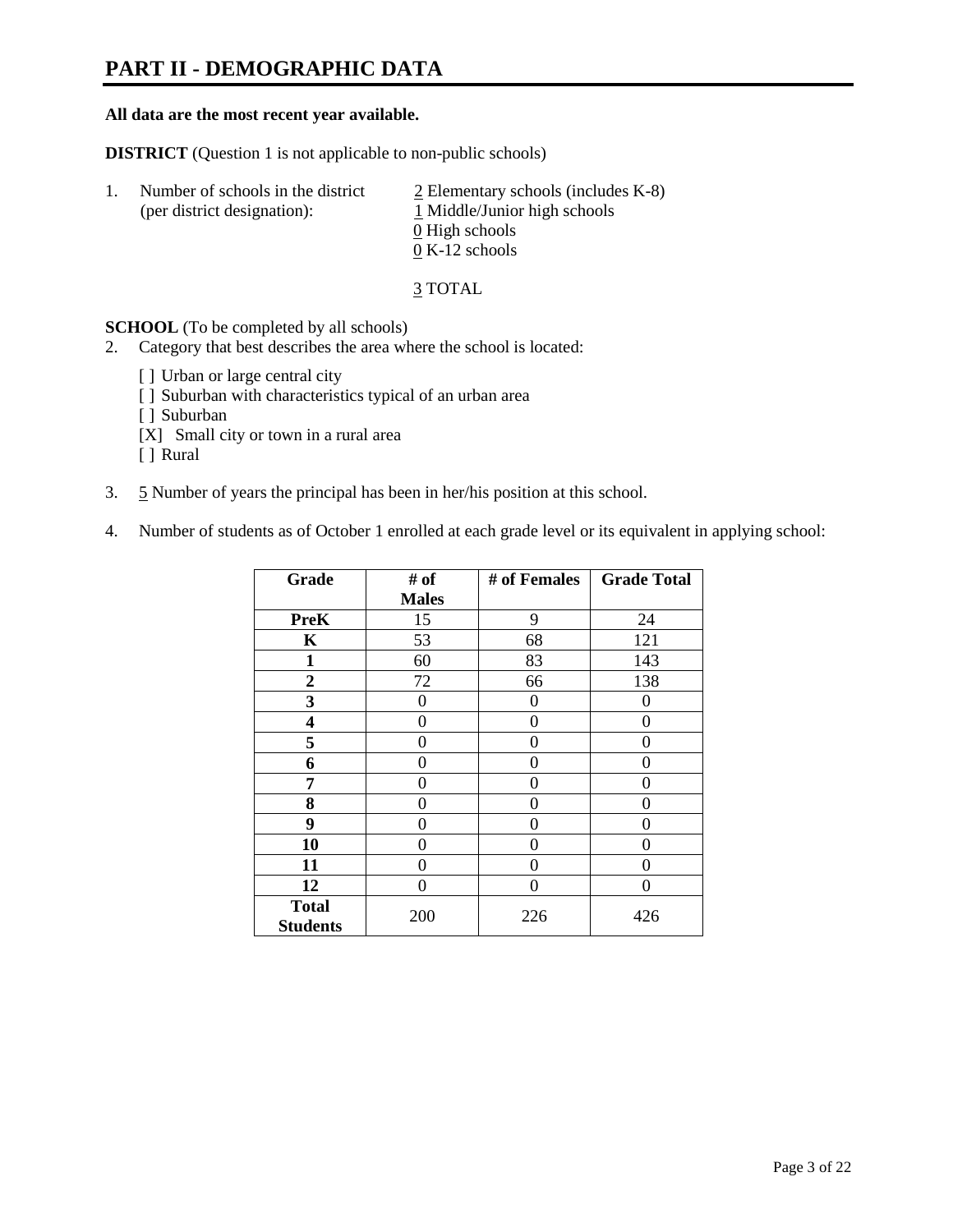# PART II - DEMOGRAPHIC DATA

**All data are the most recent year available.**

**DISTRICT** (Question 1 is not applicable to non-public schools)

1. Number of schools in the district (per district designation):
   - 2 Elementary schools (includes K-8)
   - 1 Middle/Junior high schools
   - 0 High schools
   - 0 K-12 schools

   3 TOTAL

**SCHOOL** (To be completed by all schools)

2. Category that best describes the area where the school is located:

   [ ] Urban or large central city
   [ ] Suburban with characteristics typical of an urban area
   [ ] Suburban
   [X] Small city or town in a rural area
   [ ] Rural

3. 5 Number of years the principal has been in her/his position at this school.

4. Number of students as of October 1 enrolled at each grade level or its equivalent in applying school:

| Grade | # of Males | # of Females | Grade Total |
|---|---|---|---|
| **PreK** | 15 | 9 | 24 |
| **K** | 53 | 68 | 121 |
| **1** | 60 | 83 | 143 |
| **2** | 72 | 66 | 138 |
| **3** | 0 | 0 | 0 |
| **4** | 0 | 0 | 0 |
| **5** | 0 | 0 | 0 |
| **6** | 0 | 0 | 0 |
| **7** | 0 | 0 | 0 |
| **8** | 0 | 0 | 0 |
| **9** | 0 | 0 | 0 |
| **10** | 0 | 0 | 0 |
| **11** | 0 | 0 | 0 |
| **12** | 0 | 0 | 0 |
| **Total Students** | 200 | 226 | 426 |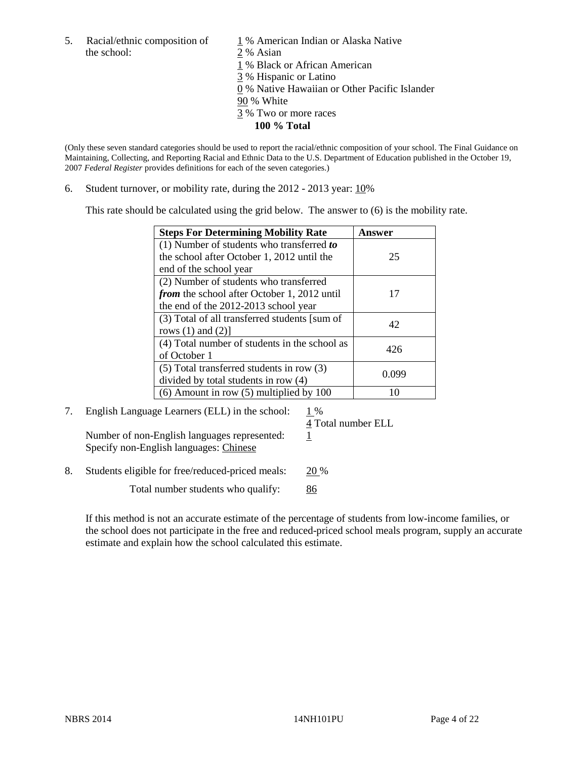5. Racial/ethnic composition of the school:

1 % American Indian or Alaska Native
2 % Asian
1 % Black or African American
3 % Hispanic or Latino
0 % Native Hawaiian or Other Pacific Islander
90 % White
3 % Two or more races
**100 % Total**

(Only these seven standard categories should be used to report the racial/ethnic composition of your school. The Final Guidance on Maintaining, Collecting, and Reporting Racial and Ethnic Data to the U.S. Department of Education published in the October 19, 2007 *Federal Register* provides definitions for each of the seven categories.)

6. Student turnover, or mobility rate, during the 2012 - 2013 year: 10%

This rate should be calculated using the grid below. The answer to (6) is the mobility rate.

| **Steps For Determining Mobility Rate** | **Answer** |
|---|---|
| (1) Number of students who transferred ***to*** the school after October 1, 2012 until the end of the school year | 25 |
| (2) Number of students who transferred ***from*** the school after October 1, 2012 until the end of the 2012-2013 school year | 17 |
| (3) Total of all transferred students [sum of rows (1) and (2)] | 42 |
| (4) Total number of students in the school as of October 1 | 426 |
| (5) Total transferred students in row (3) divided by total students in row (4) | 0.099 |
| (6) Amount in row (5) multiplied by 100 | 10 |

7. English Language Learners (ELL) in the school: 1 %
4 Total number ELL

Number of non-English languages represented: 1
Specify non-English languages: Chinese

8. Students eligible for free/reduced-priced meals: 20 %

Total number students who qualify: 86

If this method is not an accurate estimate of the percentage of students from low-income families, or the school does not participate in the free and reduced-priced school meals program, supply an accurate estimate and explain how the school calculated this estimate.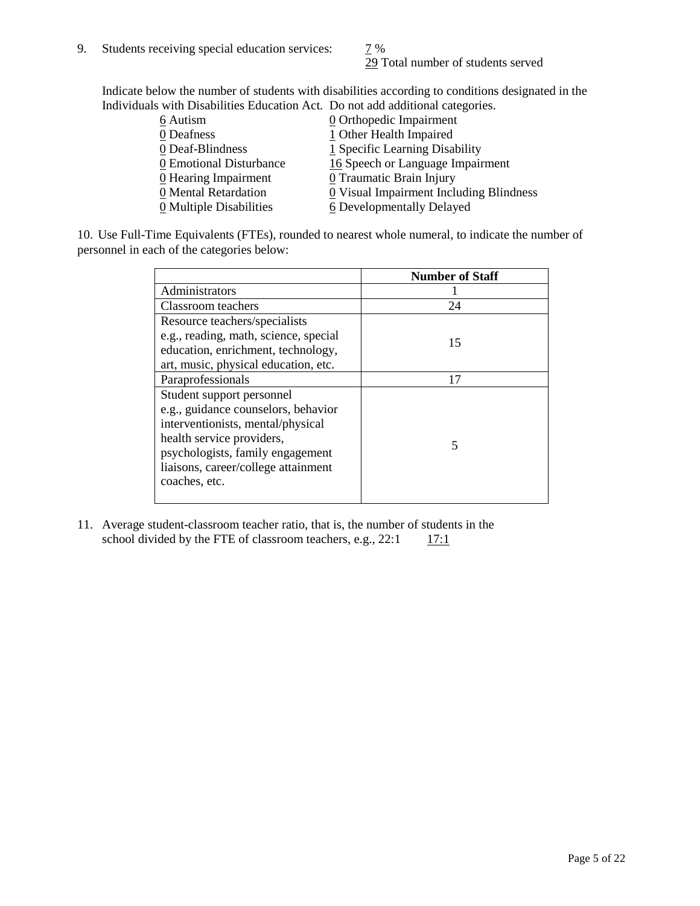9. Students receiving special education services: 7 %
   29 Total number of students served

Indicate below the number of students with disabilities according to conditions designated in the Individuals with Disabilities Education Act. Do not add additional categories.

| | |
|---|---|
| 6 Autism | 0 Orthopedic Impairment |
| 0 Deafness | 1 Other Health Impaired |
| 0 Deaf-Blindness | 1 Specific Learning Disability |
| 0 Emotional Disturbance | 16 Speech or Language Impairment |
| 0 Hearing Impairment | 0 Traumatic Brain Injury |
| 0 Mental Retardation | 0 Visual Impairment Including Blindness |
| 0 Multiple Disabilities | 6 Developmentally Delayed |

10. Use Full-Time Equivalents (FTEs), rounded to nearest whole numeral, to indicate the number of personnel in each of the categories below:

| | **Number of Staff** |
|---|---|
| Administrators | 1 |
| Classroom teachers | 24 |
| Resource teachers/specialists e.g., reading, math, science, special education, enrichment, technology, art, music, physical education, etc. | 15 |
| Paraprofessionals | 17 |
| Student support personnel e.g., guidance counselors, behavior interventionists, mental/physical health service providers, psychologists, family engagement liaisons, career/college attainment coaches, etc. | 5 |

11. Average student-classroom teacher ratio, that is, the number of students in the school divided by the FTE of classroom teachers, e.g., 22:1 17:1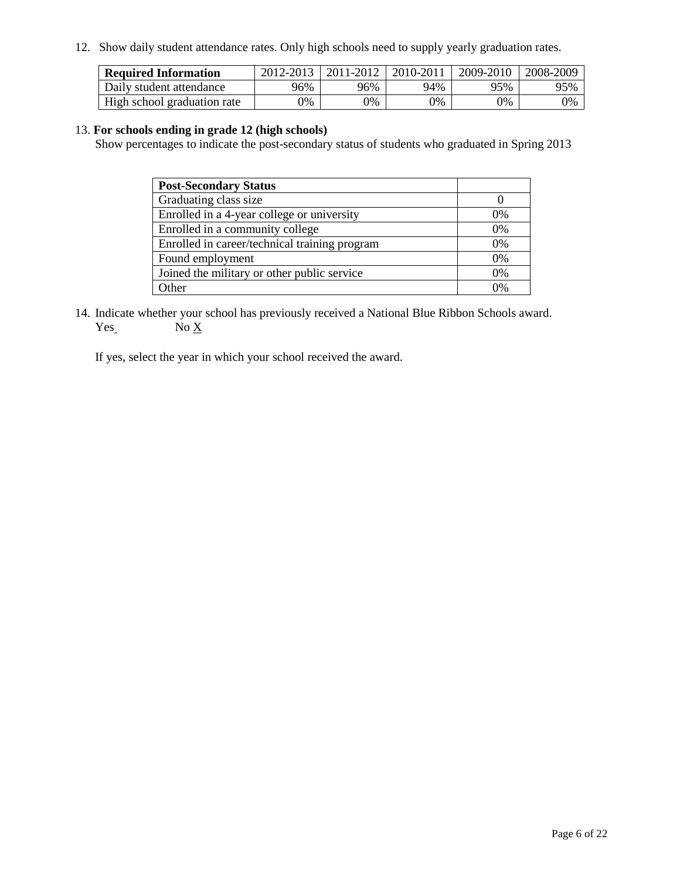12. Show daily student attendance rates. Only high schools need to supply yearly graduation rates.

| **Required Information** | 2012-2013 | 2011-2012 | 2010-2011 | 2009-2010 | 2008-2009 |
| --- | --- | --- | --- | --- | --- |
| Daily student attendance | 96% | 96% | 94% | 95% | 95% |
| High school graduation rate | 0% | 0% | 0% | 0% | 0% |

13. **For schools ending in grade 12 (high schools)**

Show percentages to indicate the post-secondary status of students who graduated in Spring 2013

| **Post-Secondary Status** | |
| --- | --- |
| Graduating class size | 0 |
| Enrolled in a 4-year college or university | 0% |
| Enrolled in a community college | 0% |
| Enrolled in career/technical training program | 0% |
| Found employment | 0% |
| Joined the military or other public service | 0% |
| Other | 0% |

14. Indicate whether your school has previously received a National Blue Ribbon Schools award.

Yes No X

If yes, select the year in which your school received the award.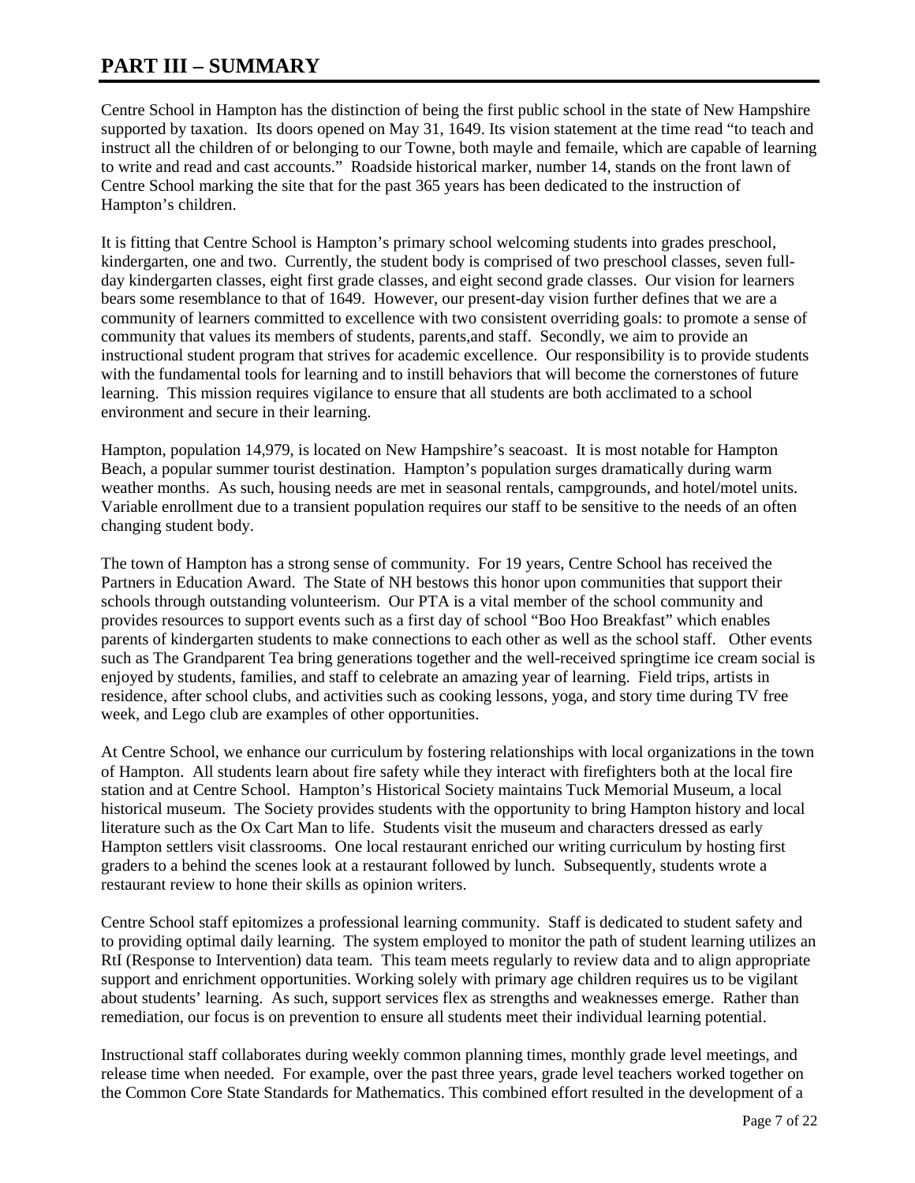# PART III – SUMMARY

Centre School in Hampton has the distinction of being the first public school in the state of New Hampshire supported by taxation. Its doors opened on May 31, 1649. Its vision statement at the time read "to teach and instruct all the children of or belonging to our Towne, both mayle and femaile, which are capable of learning to write and read and cast accounts." Roadside historical marker, number 14, stands on the front lawn of Centre School marking the site that for the past 365 years has been dedicated to the instruction of Hampton's children.

It is fitting that Centre School is Hampton's primary school welcoming students into grades preschool, kindergarten, one and two. Currently, the student body is comprised of two preschool classes, seven full-day kindergarten classes, eight first grade classes, and eight second grade classes. Our vision for learners bears some resemblance to that of 1649. However, our present-day vision further defines that we are a community of learners committed to excellence with two consistent overriding goals: to promote a sense of community that values its members of students, parents,and staff. Secondly, we aim to provide an instructional student program that strives for academic excellence. Our responsibility is to provide students with the fundamental tools for learning and to instill behaviors that will become the cornerstones of future learning. This mission requires vigilance to ensure that all students are both acclimated to a school environment and secure in their learning.

Hampton, population 14,979, is located on New Hampshire's seacoast. It is most notable for Hampton Beach, a popular summer tourist destination. Hampton's population surges dramatically during warm weather months. As such, housing needs are met in seasonal rentals, campgrounds, and hotel/motel units. Variable enrollment due to a transient population requires our staff to be sensitive to the needs of an often changing student body.

The town of Hampton has a strong sense of community. For 19 years, Centre School has received the Partners in Education Award. The State of NH bestows this honor upon communities that support their schools through outstanding volunteerism. Our PTA is a vital member of the school community and provides resources to support events such as a first day of school "Boo Hoo Breakfast" which enables parents of kindergarten students to make connections to each other as well as the school staff. Other events such as The Grandparent Tea bring generations together and the well-received springtime ice cream social is enjoyed by students, families, and staff to celebrate an amazing year of learning. Field trips, artists in residence, after school clubs, and activities such as cooking lessons, yoga, and story time during TV free week, and Lego club are examples of other opportunities.

At Centre School, we enhance our curriculum by fostering relationships with local organizations in the town of Hampton. All students learn about fire safety while they interact with firefighters both at the local fire station and at Centre School. Hampton's Historical Society maintains Tuck Memorial Museum, a local historical museum. The Society provides students with the opportunity to bring Hampton history and local literature such as the Ox Cart Man to life. Students visit the museum and characters dressed as early Hampton settlers visit classrooms. One local restaurant enriched our writing curriculum by hosting first graders to a behind the scenes look at a restaurant followed by lunch. Subsequently, students wrote a restaurant review to hone their skills as opinion writers.

Centre School staff epitomizes a professional learning community. Staff is dedicated to student safety and to providing optimal daily learning. The system employed to monitor the path of student learning utilizes an RtI (Response to Intervention) data team. This team meets regularly to review data and to align appropriate support and enrichment opportunities. Working solely with primary age children requires us to be vigilant about students' learning. As such, support services flex as strengths and weaknesses emerge. Rather than remediation, our focus is on prevention to ensure all students meet their individual learning potential.

Instructional staff collaborates during weekly common planning times, monthly grade level meetings, and release time when needed. For example, over the past three years, grade level teachers worked together on the Common Core State Standards for Mathematics. This combined effort resulted in the development of a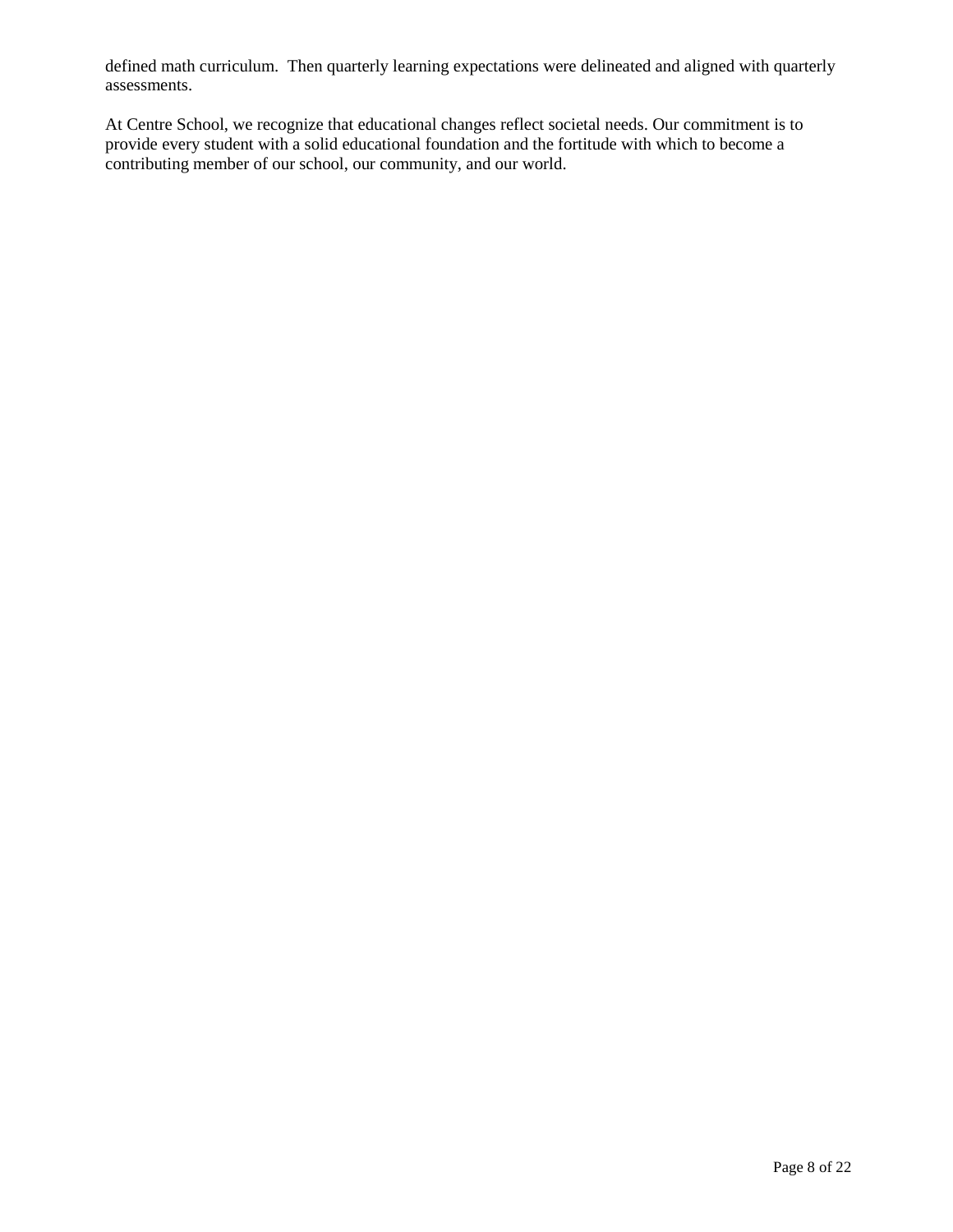defined math curriculum. Then quarterly learning expectations were delineated and aligned with quarterly assessments.

At Centre School, we recognize that educational changes reflect societal needs. Our commitment is to provide every student with a solid educational foundation and the fortitude with which to become a contributing member of our school, our community, and our world.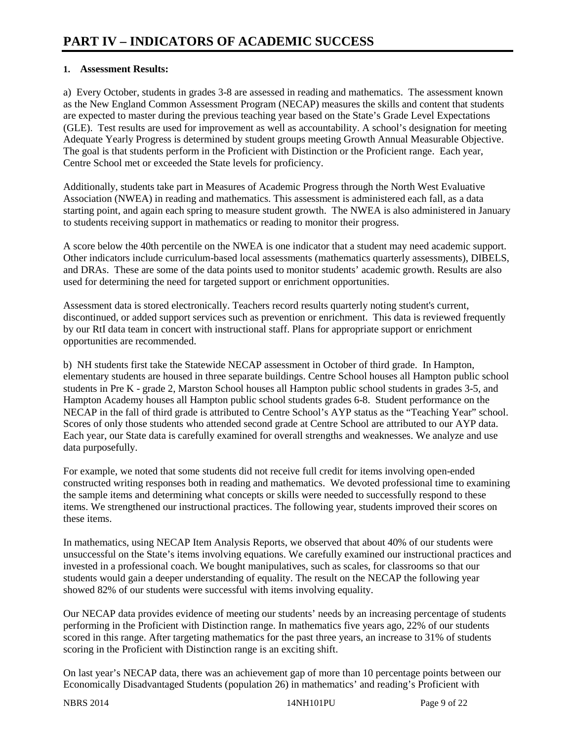# PART IV – INDICATORS OF ACADEMIC SUCCESS

**1. Assessment Results:**

a) Every October, students in grades 3-8 are assessed in reading and mathematics. The assessment known as the New England Common Assessment Program (NECAP) measures the skills and content that students are expected to master during the previous teaching year based on the State's Grade Level Expectations (GLE). Test results are used for improvement as well as accountability. A school's designation for meeting Adequate Yearly Progress is determined by student groups meeting Growth Annual Measurable Objective. The goal is that students perform in the Proficient with Distinction or the Proficient range. Each year, Centre School met or exceeded the State levels for proficiency.

Additionally, students take part in Measures of Academic Progress through the North West Evaluative Association (NWEA) in reading and mathematics. This assessment is administered each fall, as a data starting point, and again each spring to measure student growth. The NWEA is also administered in January to students receiving support in mathematics or reading to monitor their progress.

A score below the 40th percentile on the NWEA is one indicator that a student may need academic support. Other indicators include curriculum-based local assessments (mathematics quarterly assessments), DIBELS, and DRAs. These are some of the data points used to monitor students' academic growth. Results are also used for determining the need for targeted support or enrichment opportunities.

Assessment data is stored electronically. Teachers record results quarterly noting student's current, discontinued, or added support services such as prevention or enrichment. This data is reviewed frequently by our RtI data team in concert with instructional staff. Plans for appropriate support or enrichment opportunities are recommended.

b) NH students first take the Statewide NECAP assessment in October of third grade. In Hampton, elementary students are housed in three separate buildings. Centre School houses all Hampton public school students in Pre K - grade 2, Marston School houses all Hampton public school students in grades 3-5, and Hampton Academy houses all Hampton public school students grades 6-8. Student performance on the NECAP in the fall of third grade is attributed to Centre School's AYP status as the "Teaching Year" school. Scores of only those students who attended second grade at Centre School are attributed to our AYP data. Each year, our State data is carefully examined for overall strengths and weaknesses. We analyze and use data purposefully.

For example, we noted that some students did not receive full credit for items involving open-ended constructed writing responses both in reading and mathematics. We devoted professional time to examining the sample items and determining what concepts or skills were needed to successfully respond to these items. We strengthened our instructional practices. The following year, students improved their scores on these items.

In mathematics, using NECAP Item Analysis Reports, we observed that about 40% of our students were unsuccessful on the State's items involving equations. We carefully examined our instructional practices and invested in a professional coach. We bought manipulatives, such as scales, for classrooms so that our students would gain a deeper understanding of equality. The result on the NECAP the following year showed 82% of our students were successful with items involving equality.

Our NECAP data provides evidence of meeting our students' needs by an increasing percentage of students performing in the Proficient with Distinction range. In mathematics five years ago, 22% of our students scored in this range. After targeting mathematics for the past three years, an increase to 31% of students scoring in the Proficient with Distinction range is an exciting shift.

On last year's NECAP data, there was an achievement gap of more than 10 percentage points between our Economically Disadvantaged Students (population 26) in mathematics' and reading's Proficient with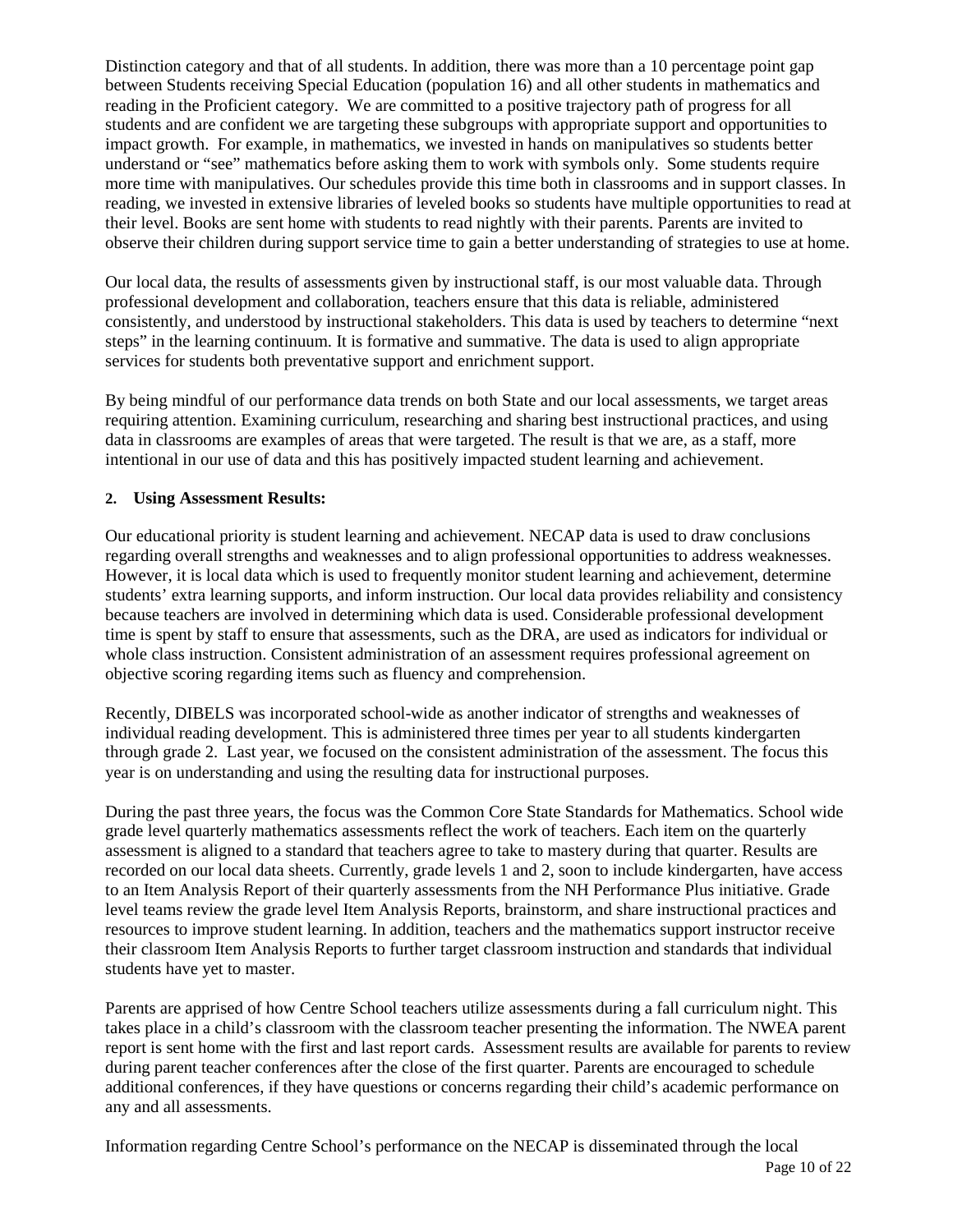Distinction category and that of all students. In addition, there was more than a 10 percentage point gap between Students receiving Special Education (population 16) and all other students in mathematics and reading in the Proficient category. We are committed to a positive trajectory path of progress for all students and are confident we are targeting these subgroups with appropriate support and opportunities to impact growth. For example, in mathematics, we invested in hands on manipulatives so students better understand or "see" mathematics before asking them to work with symbols only. Some students require more time with manipulatives. Our schedules provide this time both in classrooms and in support classes. In reading, we invested in extensive libraries of leveled books so students have multiple opportunities to read at their level. Books are sent home with students to read nightly with their parents. Parents are invited to observe their children during support service time to gain a better understanding of strategies to use at home.

Our local data, the results of assessments given by instructional staff, is our most valuable data. Through professional development and collaboration, teachers ensure that this data is reliable, administered consistently, and understood by instructional stakeholders. This data is used by teachers to determine "next steps" in the learning continuum. It is formative and summative. The data is used to align appropriate services for students both preventative support and enrichment support.

By being mindful of our performance data trends on both State and our local assessments, we target areas requiring attention. Examining curriculum, researching and sharing best instructional practices, and using data in classrooms are examples of areas that were targeted. The result is that we are, as a staff, more intentional in our use of data and this has positively impacted student learning and achievement.

**2. Using Assessment Results:**

Our educational priority is student learning and achievement. NECAP data is used to draw conclusions regarding overall strengths and weaknesses and to align professional opportunities to address weaknesses. However, it is local data which is used to frequently monitor student learning and achievement, determine students' extra learning supports, and inform instruction. Our local data provides reliability and consistency because teachers are involved in determining which data is used. Considerable professional development time is spent by staff to ensure that assessments, such as the DRA, are used as indicators for individual or whole class instruction. Consistent administration of an assessment requires professional agreement on objective scoring regarding items such as fluency and comprehension.

Recently, DIBELS was incorporated school-wide as another indicator of strengths and weaknesses of individual reading development. This is administered three times per year to all students kindergarten through grade 2. Last year, we focused on the consistent administration of the assessment. The focus this year is on understanding and using the resulting data for instructional purposes.

During the past three years, the focus was the Common Core State Standards for Mathematics. School wide grade level quarterly mathematics assessments reflect the work of teachers. Each item on the quarterly assessment is aligned to a standard that teachers agree to take to mastery during that quarter. Results are recorded on our local data sheets. Currently, grade levels 1 and 2, soon to include kindergarten, have access to an Item Analysis Report of their quarterly assessments from the NH Performance Plus initiative. Grade level teams review the grade level Item Analysis Reports, brainstorm, and share instructional practices and resources to improve student learning. In addition, teachers and the mathematics support instructor receive their classroom Item Analysis Reports to further target classroom instruction and standards that individual students have yet to master.

Parents are apprised of how Centre School teachers utilize assessments during a fall curriculum night. This takes place in a child's classroom with the classroom teacher presenting the information. The NWEA parent report is sent home with the first and last report cards. Assessment results are available for parents to review during parent teacher conferences after the close of the first quarter. Parents are encouraged to schedule additional conferences, if they have questions or concerns regarding their child's academic performance on any and all assessments.

Information regarding Centre School's performance on the NECAP is disseminated through the local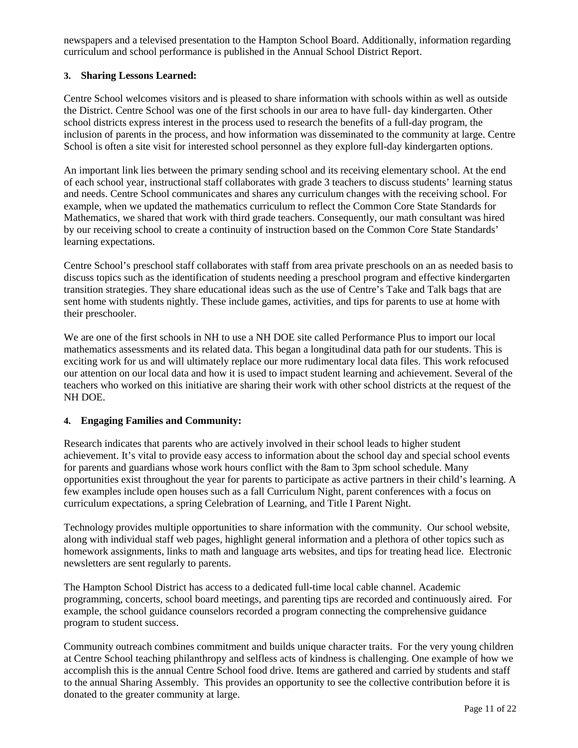newspapers and a televised presentation to the Hampton School Board. Additionally, information regarding curriculum and school performance is published in the Annual School District Report.

### 3. Sharing Lessons Learned:

Centre School welcomes visitors and is pleased to share information with schools within as well as outside the District. Centre School was one of the first schools in our area to have full- day kindergarten. Other school districts express interest in the process used to research the benefits of a full-day program, the inclusion of parents in the process, and how information was disseminated to the community at large. Centre School is often a site visit for interested school personnel as they explore full-day kindergarten options.

An important link lies between the primary sending school and its receiving elementary school. At the end of each school year, instructional staff collaborates with grade 3 teachers to discuss students' learning status and needs. Centre School communicates and shares any curriculum changes with the receiving school. For example, when we updated the mathematics curriculum to reflect the Common Core State Standards for Mathematics, we shared that work with third grade teachers. Consequently, our math consultant was hired by our receiving school to create a continuity of instruction based on the Common Core State Standards' learning expectations.

Centre School's preschool staff collaborates with staff from area private preschools on an as needed basis to discuss topics such as the identification of students needing a preschool program and effective kindergarten transition strategies. They share educational ideas such as the use of Centre's Take and Talk bags that are sent home with students nightly. These include games, activities, and tips for parents to use at home with their preschooler.

We are one of the first schools in NH to use a NH DOE site called Performance Plus to import our local mathematics assessments and its related data. This began a longitudinal data path for our students. This is exciting work for us and will ultimately replace our more rudimentary local data files. This work refocused our attention on our local data and how it is used to impact student learning and achievement. Several of the teachers who worked on this initiative are sharing their work with other school districts at the request of the NH DOE.

### 4. Engaging Families and Community:

Research indicates that parents who are actively involved in their school leads to higher student achievement. It's vital to provide easy access to information about the school day and special school events for parents and guardians whose work hours conflict with the 8am to 3pm school schedule. Many opportunities exist throughout the year for parents to participate as active partners in their child's learning. A few examples include open houses such as a fall Curriculum Night, parent conferences with a focus on curriculum expectations, a spring Celebration of Learning, and Title I Parent Night.

Technology provides multiple opportunities to share information with the community. Our school website, along with individual staff web pages, highlight general information and a plethora of other topics such as homework assignments, links to math and language arts websites, and tips for treating head lice. Electronic newsletters are sent regularly to parents.

The Hampton School District has access to a dedicated full-time local cable channel. Academic programming, concerts, school board meetings, and parenting tips are recorded and continuously aired. For example, the school guidance counselors recorded a program connecting the comprehensive guidance program to student success.

Community outreach combines commitment and builds unique character traits. For the very young children at Centre School teaching philanthropy and selfless acts of kindness is challenging. One example of how we accomplish this is the annual Centre School food drive. Items are gathered and carried by students and staff to the annual Sharing Assembly. This provides an opportunity to see the collective contribution before it is donated to the greater community at large.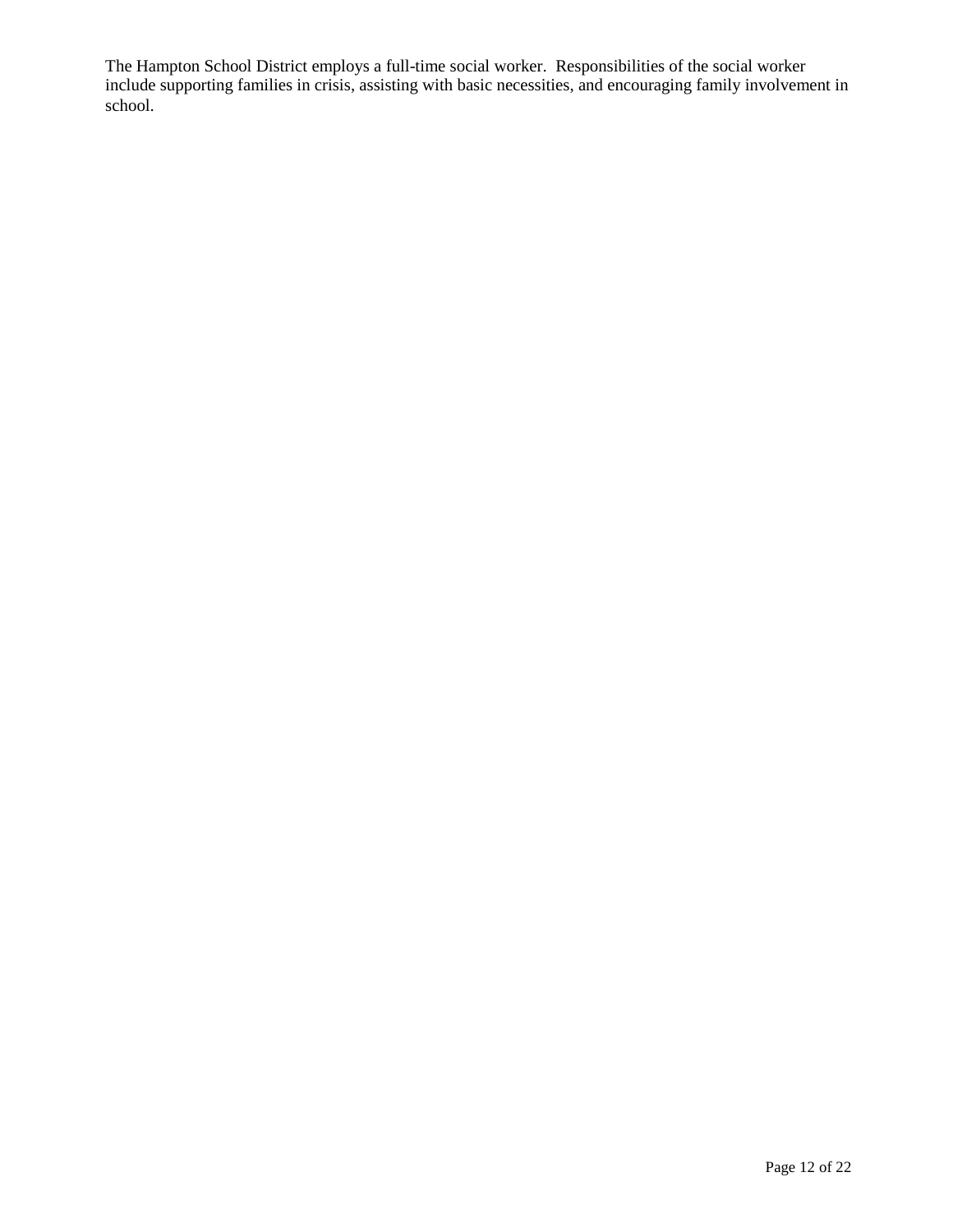The Hampton School District employs a full-time social worker. Responsibilities of the social worker include supporting families in crisis, assisting with basic necessities, and encouraging family involvement in school.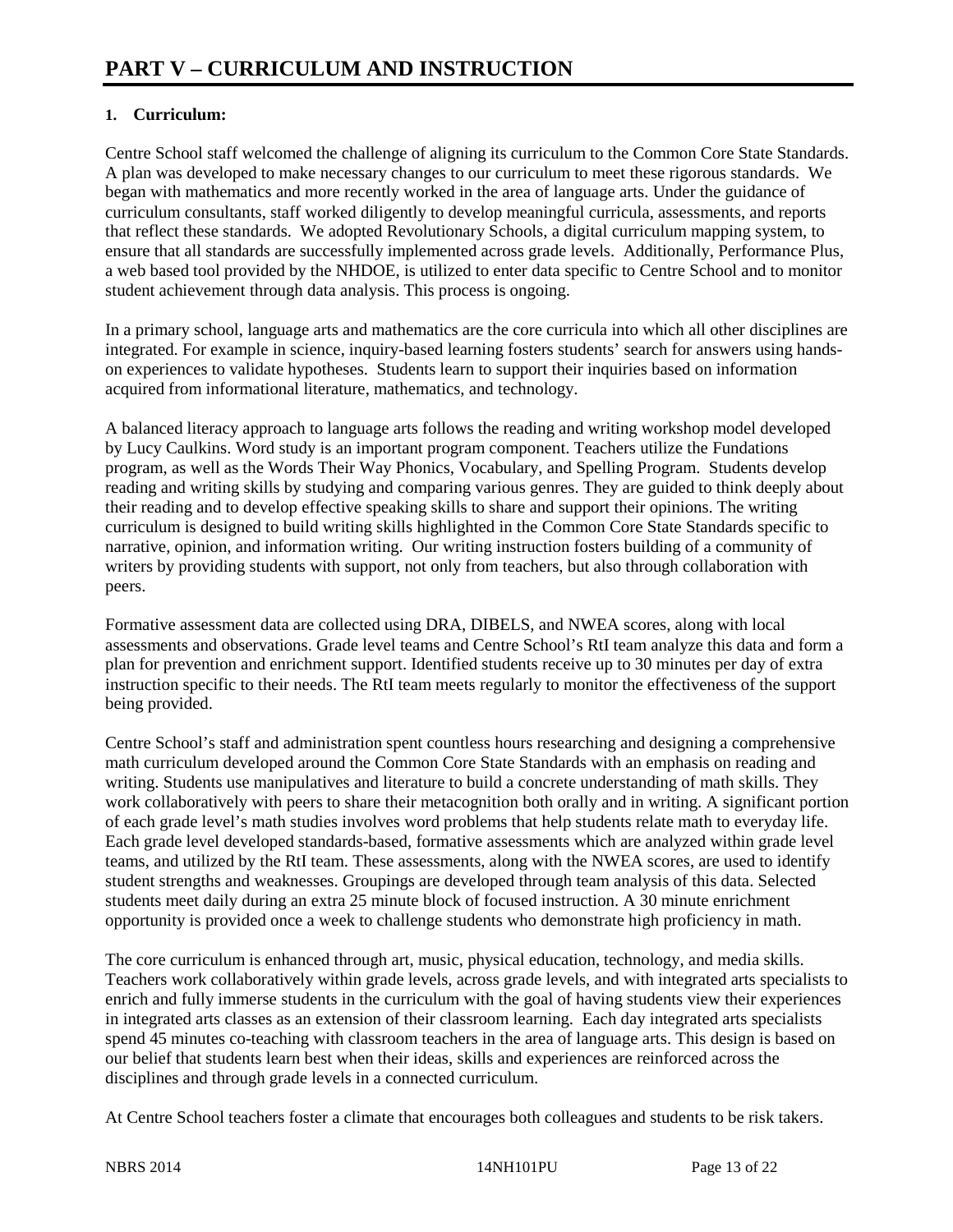# PART V – CURRICULUM AND INSTRUCTION

**1. Curriculum:**

Centre School staff welcomed the challenge of aligning its curriculum to the Common Core State Standards. A plan was developed to make necessary changes to our curriculum to meet these rigorous standards. We began with mathematics and more recently worked in the area of language arts. Under the guidance of curriculum consultants, staff worked diligently to develop meaningful curricula, assessments, and reports that reflect these standards. We adopted Revolutionary Schools, a digital curriculum mapping system, to ensure that all standards are successfully implemented across grade levels. Additionally, Performance Plus, a web based tool provided by the NHDOE, is utilized to enter data specific to Centre School and to monitor student achievement through data analysis. This process is ongoing.

In a primary school, language arts and mathematics are the core curricula into which all other disciplines are integrated. For example in science, inquiry-based learning fosters students' search for answers using hands-on experiences to validate hypotheses. Students learn to support their inquiries based on information acquired from informational literature, mathematics, and technology.

A balanced literacy approach to language arts follows the reading and writing workshop model developed by Lucy Caulkins. Word study is an important program component. Teachers utilize the Fundations program, as well as the Words Their Way Phonics, Vocabulary, and Spelling Program. Students develop reading and writing skills by studying and comparing various genres. They are guided to think deeply about their reading and to develop effective speaking skills to share and support their opinions. The writing curriculum is designed to build writing skills highlighted in the Common Core State Standards specific to narrative, opinion, and information writing. Our writing instruction fosters building of a community of writers by providing students with support, not only from teachers, but also through collaboration with peers.

Formative assessment data are collected using DRA, DIBELS, and NWEA scores, along with local assessments and observations. Grade level teams and Centre School's RtI team analyze this data and form a plan for prevention and enrichment support. Identified students receive up to 30 minutes per day of extra instruction specific to their needs. The RtI team meets regularly to monitor the effectiveness of the support being provided.

Centre School's staff and administration spent countless hours researching and designing a comprehensive math curriculum developed around the Common Core State Standards with an emphasis on reading and writing. Students use manipulatives and literature to build a concrete understanding of math skills. They work collaboratively with peers to share their metacognition both orally and in writing. A significant portion of each grade level's math studies involves word problems that help students relate math to everyday life. Each grade level developed standards-based, formative assessments which are analyzed within grade level teams, and utilized by the RtI team. These assessments, along with the NWEA scores, are used to identify student strengths and weaknesses. Groupings are developed through team analysis of this data. Selected students meet daily during an extra 25 minute block of focused instruction. A 30 minute enrichment opportunity is provided once a week to challenge students who demonstrate high proficiency in math.

The core curriculum is enhanced through art, music, physical education, technology, and media skills. Teachers work collaboratively within grade levels, across grade levels, and with integrated arts specialists to enrich and fully immerse students in the curriculum with the goal of having students view their experiences in integrated arts classes as an extension of their classroom learning. Each day integrated arts specialists spend 45 minutes co-teaching with classroom teachers in the area of language arts. This design is based on our belief that students learn best when their ideas, skills and experiences are reinforced across the disciplines and through grade levels in a connected curriculum.

At Centre School teachers foster a climate that encourages both colleagues and students to be risk takers.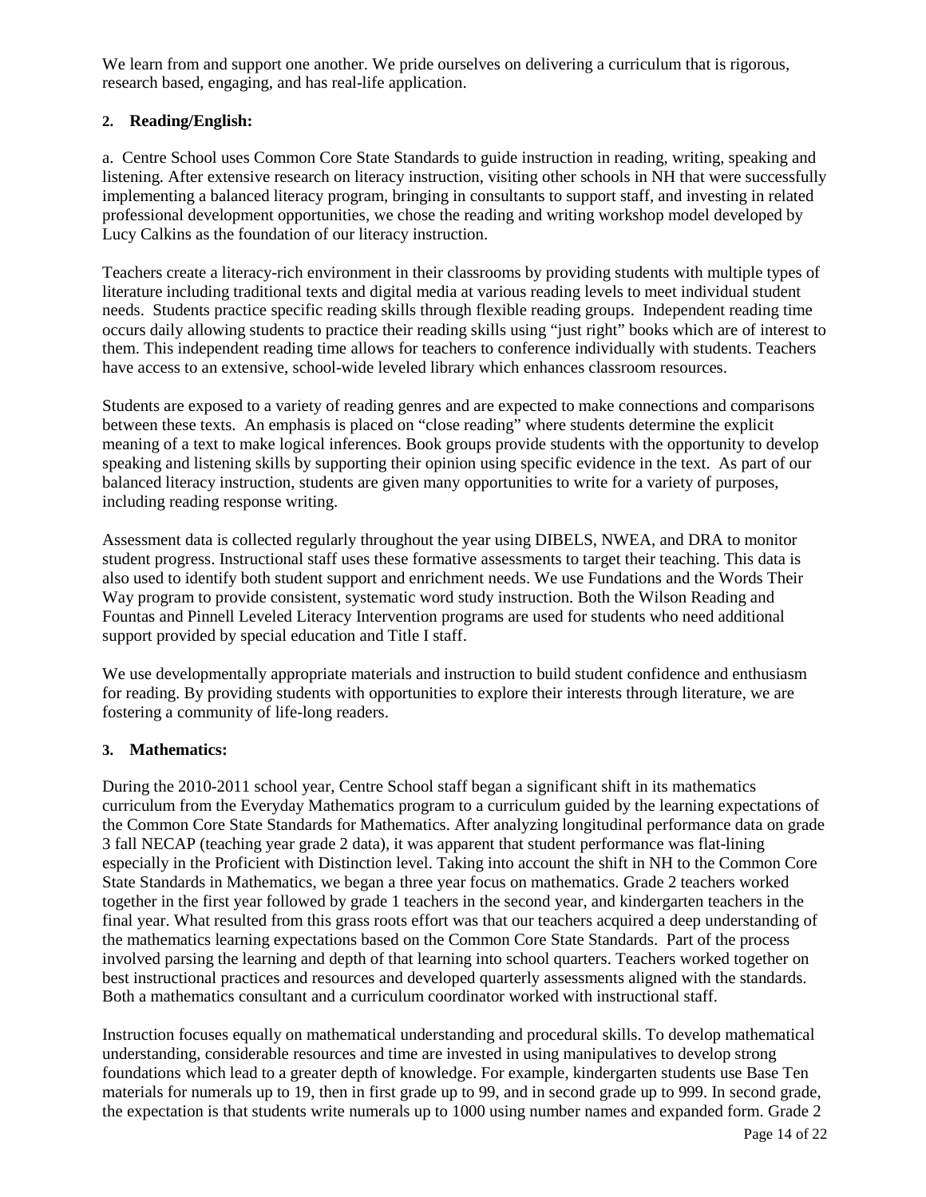We learn from and support one another. We pride ourselves on delivering a curriculum that is rigorous, research based, engaging, and has real-life application.

### 2. Reading/English:

a. Centre School uses Common Core State Standards to guide instruction in reading, writing, speaking and listening. After extensive research on literacy instruction, visiting other schools in NH that were successfully implementing a balanced literacy program, bringing in consultants to support staff, and investing in related professional development opportunities, we chose the reading and writing workshop model developed by Lucy Calkins as the foundation of our literacy instruction.

Teachers create a literacy-rich environment in their classrooms by providing students with multiple types of literature including traditional texts and digital media at various reading levels to meet individual student needs. Students practice specific reading skills through flexible reading groups. Independent reading time occurs daily allowing students to practice their reading skills using "just right" books which are of interest to them. This independent reading time allows for teachers to conference individually with students. Teachers have access to an extensive, school-wide leveled library which enhances classroom resources.

Students are exposed to a variety of reading genres and are expected to make connections and comparisons between these texts. An emphasis is placed on "close reading" where students determine the explicit meaning of a text to make logical inferences. Book groups provide students with the opportunity to develop speaking and listening skills by supporting their opinion using specific evidence in the text. As part of our balanced literacy instruction, students are given many opportunities to write for a variety of purposes, including reading response writing.

Assessment data is collected regularly throughout the year using DIBELS, NWEA, and DRA to monitor student progress. Instructional staff uses these formative assessments to target their teaching. This data is also used to identify both student support and enrichment needs. We use Fundations and the Words Their Way program to provide consistent, systematic word study instruction. Both the Wilson Reading and Fountas and Pinnell Leveled Literacy Intervention programs are used for students who need additional support provided by special education and Title I staff.

We use developmentally appropriate materials and instruction to build student confidence and enthusiasm for reading. By providing students with opportunities to explore their interests through literature, we are fostering a community of life-long readers.

### 3. Mathematics:

During the 2010-2011 school year, Centre School staff began a significant shift in its mathematics curriculum from the Everyday Mathematics program to a curriculum guided by the learning expectations of the Common Core State Standards for Mathematics. After analyzing longitudinal performance data on grade 3 fall NECAP (teaching year grade 2 data), it was apparent that student performance was flat-lining especially in the Proficient with Distinction level. Taking into account the shift in NH to the Common Core State Standards in Mathematics, we began a three year focus on mathematics. Grade 2 teachers worked together in the first year followed by grade 1 teachers in the second year, and kindergarten teachers in the final year. What resulted from this grass roots effort was that our teachers acquired a deep understanding of the mathematics learning expectations based on the Common Core State Standards. Part of the process involved parsing the learning and depth of that learning into school quarters. Teachers worked together on best instructional practices and resources and developed quarterly assessments aligned with the standards. Both a mathematics consultant and a curriculum coordinator worked with instructional staff.

Instruction focuses equally on mathematical understanding and procedural skills. To develop mathematical understanding, considerable resources and time are invested in using manipulatives to develop strong foundations which lead to a greater depth of knowledge. For example, kindergarten students use Base Ten materials for numerals up to 19, then in first grade up to 99, and in second grade up to 999. In second grade, the expectation is that students write numerals up to 1000 using number names and expanded form. Grade 2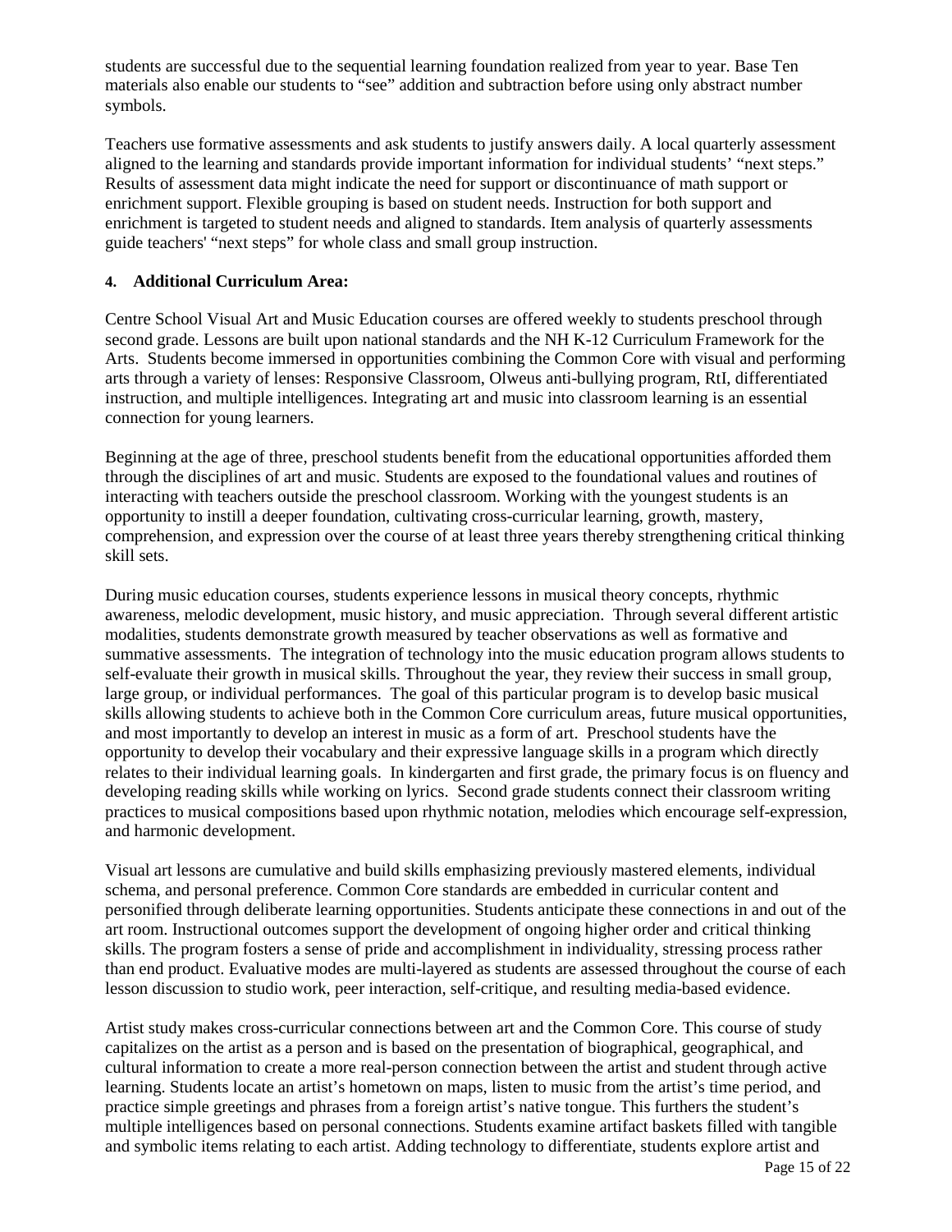students are successful due to the sequential learning foundation realized from year to year. Base Ten materials also enable our students to "see" addition and subtraction before using only abstract number symbols.

Teachers use formative assessments and ask students to justify answers daily. A local quarterly assessment aligned to the learning and standards provide important information for individual students' "next steps." Results of assessment data might indicate the need for support or discontinuance of math support or enrichment support. Flexible grouping is based on student needs. Instruction for both support and enrichment is targeted to student needs and aligned to standards. Item analysis of quarterly assessments guide teachers' "next steps" for whole class and small group instruction.

**4. Additional Curriculum Area:**

Centre School Visual Art and Music Education courses are offered weekly to students preschool through second grade. Lessons are built upon national standards and the NH K-12 Curriculum Framework for the Arts. Students become immersed in opportunities combining the Common Core with visual and performing arts through a variety of lenses: Responsive Classroom, Olweus anti-bullying program, RtI, differentiated instruction, and multiple intelligences. Integrating art and music into classroom learning is an essential connection for young learners.

Beginning at the age of three, preschool students benefit from the educational opportunities afforded them through the disciplines of art and music. Students are exposed to the foundational values and routines of interacting with teachers outside the preschool classroom. Working with the youngest students is an opportunity to instill a deeper foundation, cultivating cross-curricular learning, growth, mastery, comprehension, and expression over the course of at least three years thereby strengthening critical thinking skill sets.

During music education courses, students experience lessons in musical theory concepts, rhythmic awareness, melodic development, music history, and music appreciation. Through several different artistic modalities, students demonstrate growth measured by teacher observations as well as formative and summative assessments. The integration of technology into the music education program allows students to self-evaluate their growth in musical skills. Throughout the year, they review their success in small group, large group, or individual performances. The goal of this particular program is to develop basic musical skills allowing students to achieve both in the Common Core curriculum areas, future musical opportunities, and most importantly to develop an interest in music as a form of art. Preschool students have the opportunity to develop their vocabulary and their expressive language skills in a program which directly relates to their individual learning goals. In kindergarten and first grade, the primary focus is on fluency and developing reading skills while working on lyrics. Second grade students connect their classroom writing practices to musical compositions based upon rhythmic notation, melodies which encourage self-expression, and harmonic development.

Visual art lessons are cumulative and build skills emphasizing previously mastered elements, individual schema, and personal preference. Common Core standards are embedded in curricular content and personified through deliberate learning opportunities. Students anticipate these connections in and out of the art room. Instructional outcomes support the development of ongoing higher order and critical thinking skills. The program fosters a sense of pride and accomplishment in individuality, stressing process rather than end product. Evaluative modes are multi-layered as students are assessed throughout the course of each lesson discussion to studio work, peer interaction, self-critique, and resulting media-based evidence.

Artist study makes cross-curricular connections between art and the Common Core. This course of study capitalizes on the artist as a person and is based on the presentation of biographical, geographical, and cultural information to create a more real-person connection between the artist and student through active learning. Students locate an artist's hometown on maps, listen to music from the artist's time period, and practice simple greetings and phrases from a foreign artist's native tongue. This furthers the student's multiple intelligences based on personal connections. Students examine artifact baskets filled with tangible and symbolic items relating to each artist. Adding technology to differentiate, students explore artist and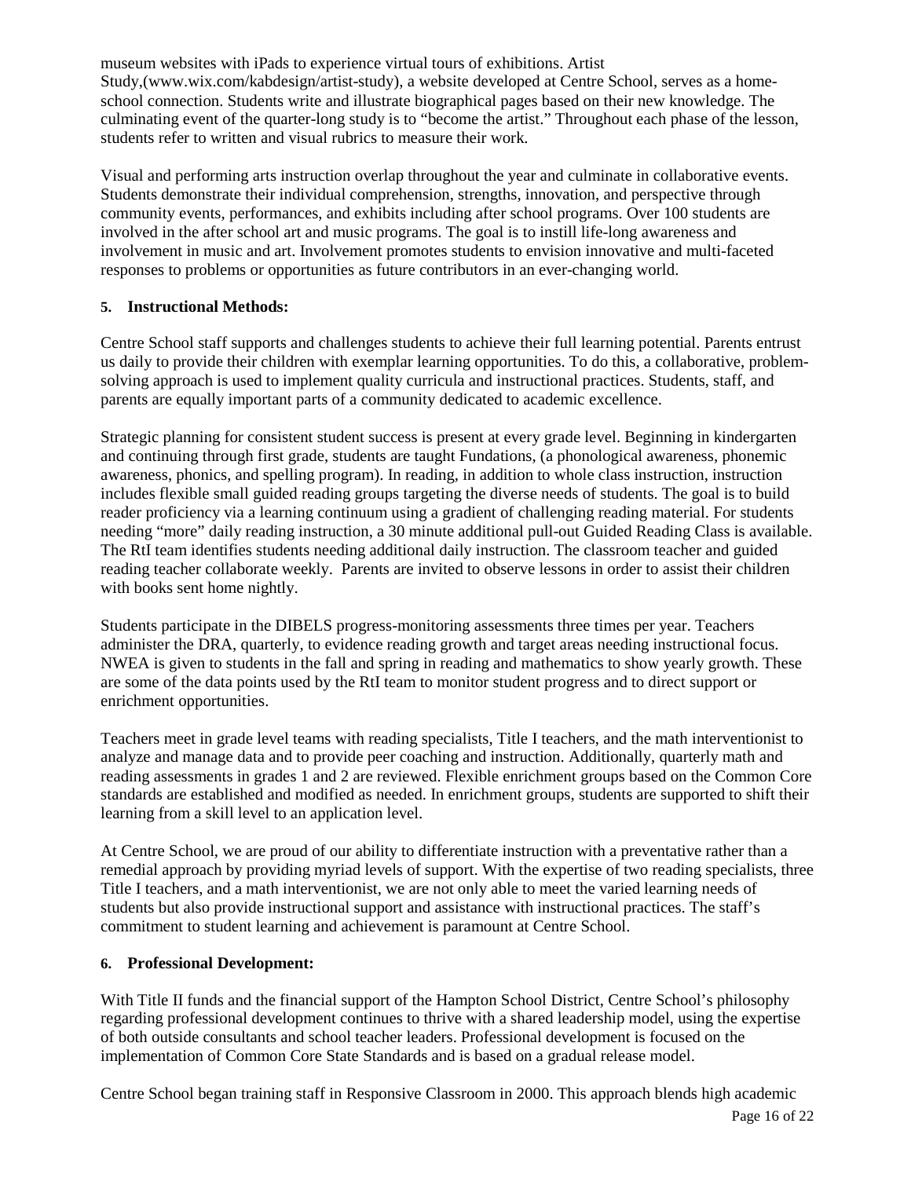museum websites with iPads to experience virtual tours of exhibitions. Artist Study,(www.wix.com/kabdesign/artist-study), a website developed at Centre School, serves as a home-school connection. Students write and illustrate biographical pages based on their new knowledge. The culminating event of the quarter-long study is to "become the artist." Throughout each phase of the lesson, students refer to written and visual rubrics to measure their work.

Visual and performing arts instruction overlap throughout the year and culminate in collaborative events. Students demonstrate their individual comprehension, strengths, innovation, and perspective through community events, performances, and exhibits including after school programs. Over 100 students are involved in the after school art and music programs. The goal is to instill life-long awareness and involvement in music and art. Involvement promotes students to envision innovative and multi-faceted responses to problems or opportunities as future contributors in an ever-changing world.

**5. Instructional Methods:**

Centre School staff supports and challenges students to achieve their full learning potential. Parents entrust us daily to provide their children with exemplar learning opportunities. To do this, a collaborative, problem-solving approach is used to implement quality curricula and instructional practices. Students, staff, and parents are equally important parts of a community dedicated to academic excellence.

Strategic planning for consistent student success is present at every grade level. Beginning in kindergarten and continuing through first grade, students are taught Fundations, (a phonological awareness, phonemic awareness, phonics, and spelling program). In reading, in addition to whole class instruction, instruction includes flexible small guided reading groups targeting the diverse needs of students. The goal is to build reader proficiency via a learning continuum using a gradient of challenging reading material. For students needing "more" daily reading instruction, a 30 minute additional pull-out Guided Reading Class is available. The RtI team identifies students needing additional daily instruction. The classroom teacher and guided reading teacher collaborate weekly. Parents are invited to observe lessons in order to assist their children with books sent home nightly.

Students participate in the DIBELS progress-monitoring assessments three times per year. Teachers administer the DRA, quarterly, to evidence reading growth and target areas needing instructional focus. NWEA is given to students in the fall and spring in reading and mathematics to show yearly growth. These are some of the data points used by the RtI team to monitor student progress and to direct support or enrichment opportunities.

Teachers meet in grade level teams with reading specialists, Title I teachers, and the math interventionist to analyze and manage data and to provide peer coaching and instruction. Additionally, quarterly math and reading assessments in grades 1 and 2 are reviewed. Flexible enrichment groups based on the Common Core standards are established and modified as needed. In enrichment groups, students are supported to shift their learning from a skill level to an application level.

At Centre School, we are proud of our ability to differentiate instruction with a preventative rather than a remedial approach by providing myriad levels of support. With the expertise of two reading specialists, three Title I teachers, and a math interventionist, we are not only able to meet the varied learning needs of students but also provide instructional support and assistance with instructional practices. The staff's commitment to student learning and achievement is paramount at Centre School.

**6. Professional Development:**

With Title II funds and the financial support of the Hampton School District, Centre School's philosophy regarding professional development continues to thrive with a shared leadership model, using the expertise of both outside consultants and school teacher leaders. Professional development is focused on the implementation of Common Core State Standards and is based on a gradual release model.

Centre School began training staff in Responsive Classroom in 2000. This approach blends high academic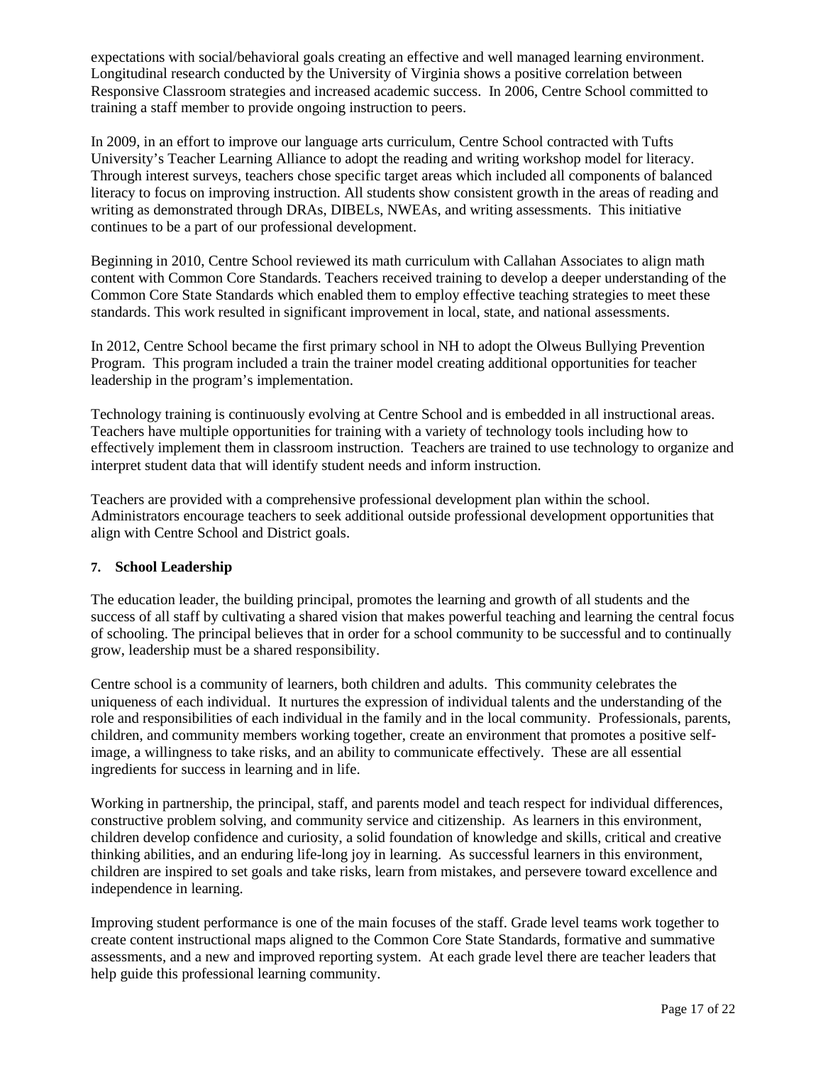expectations with social/behavioral goals creating an effective and well managed learning environment. Longitudinal research conducted by the University of Virginia shows a positive correlation between Responsive Classroom strategies and increased academic success. In 2006, Centre School committed to training a staff member to provide ongoing instruction to peers.

In 2009, in an effort to improve our language arts curriculum, Centre School contracted with Tufts University's Teacher Learning Alliance to adopt the reading and writing workshop model for literacy. Through interest surveys, teachers chose specific target areas which included all components of balanced literacy to focus on improving instruction. All students show consistent growth in the areas of reading and writing as demonstrated through DRAs, DIBELs, NWEAs, and writing assessments. This initiative continues to be a part of our professional development.

Beginning in 2010, Centre School reviewed its math curriculum with Callahan Associates to align math content with Common Core Standards. Teachers received training to develop a deeper understanding of the Common Core State Standards which enabled them to employ effective teaching strategies to meet these standards. This work resulted in significant improvement in local, state, and national assessments.

In 2012, Centre School became the first primary school in NH to adopt the Olweus Bullying Prevention Program. This program included a train the trainer model creating additional opportunities for teacher leadership in the program's implementation.

Technology training is continuously evolving at Centre School and is embedded in all instructional areas. Teachers have multiple opportunities for training with a variety of technology tools including how to effectively implement them in classroom instruction. Teachers are trained to use technology to organize and interpret student data that will identify student needs and inform instruction.

Teachers are provided with a comprehensive professional development plan within the school. Administrators encourage teachers to seek additional outside professional development opportunities that align with Centre School and District goals.

### 7. School Leadership

The education leader, the building principal, promotes the learning and growth of all students and the success of all staff by cultivating a shared vision that makes powerful teaching and learning the central focus of schooling. The principal believes that in order for a school community to be successful and to continually grow, leadership must be a shared responsibility.

Centre school is a community of learners, both children and adults. This community celebrates the uniqueness of each individual. It nurtures the expression of individual talents and the understanding of the role and responsibilities of each individual in the family and in the local community. Professionals, parents, children, and community members working together, create an environment that promotes a positive self-image, a willingness to take risks, and an ability to communicate effectively. These are all essential ingredients for success in learning and in life.

Working in partnership, the principal, staff, and parents model and teach respect for individual differences, constructive problem solving, and community service and citizenship. As learners in this environment, children develop confidence and curiosity, a solid foundation of knowledge and skills, critical and creative thinking abilities, and an enduring life-long joy in learning. As successful learners in this environment, children are inspired to set goals and take risks, learn from mistakes, and persevere toward excellence and independence in learning.

Improving student performance is one of the main focuses of the staff. Grade level teams work together to create content instructional maps aligned to the Common Core State Standards, formative and summative assessments, and a new and improved reporting system. At each grade level there are teacher leaders that help guide this professional learning community.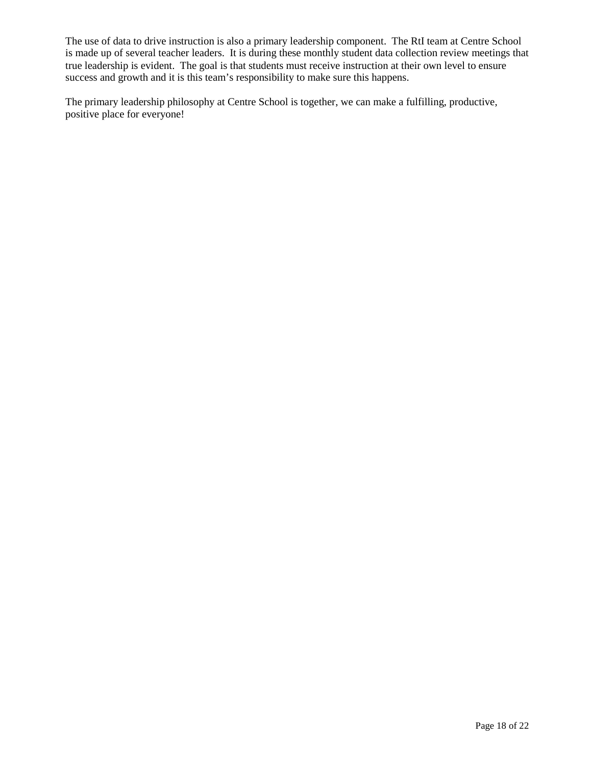The use of data to drive instruction is also a primary leadership component.  The RtI team at Centre School is made up of several teacher leaders.  It is during these monthly student data collection review meetings that true leadership is evident.  The goal is that students must receive instruction at their own level to ensure success and growth and it is this team's responsibility to make sure this happens.

The primary leadership philosophy at Centre School is together, we can make a fulfilling, productive, positive place for everyone!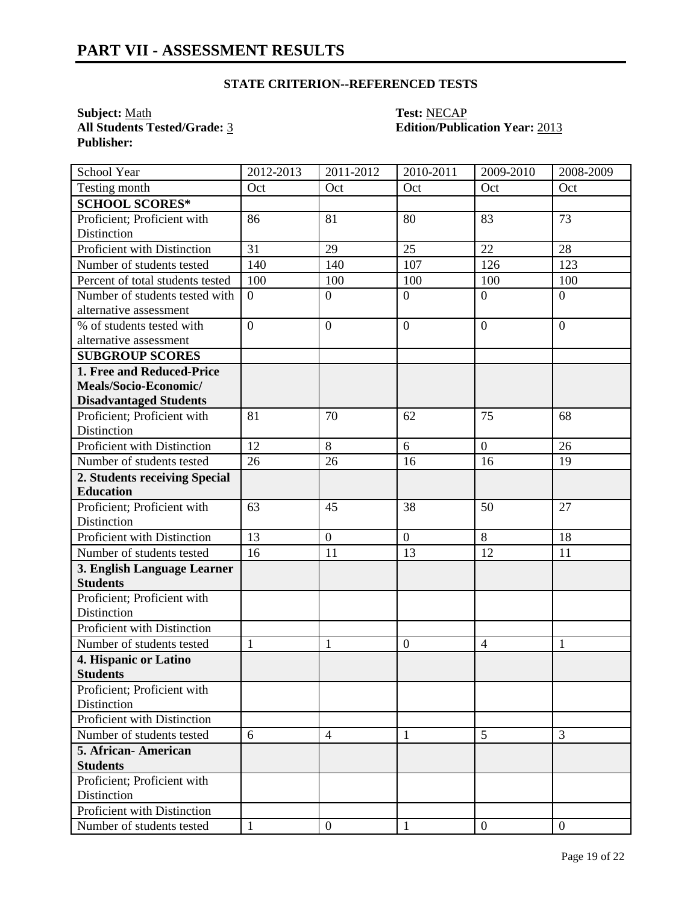# PART VII - ASSESSMENT RESULTS

### STATE CRITERION--REFERENCED TESTS

**Subject:** Math
**Test:** NECAP
**All Students Tested/Grade:** 3
**Edition/Publication Year:** 2013
**Publisher:**

| School Year | 2012-2013 | 2011-2012 | 2010-2011 | 2009-2010 | 2008-2009 |
|---|---|---|---|---|---|
| Testing month | Oct | Oct | Oct | Oct | Oct |
| **SCHOOL SCORES*** | | | | | |
| Proficient; Proficient with Distinction | 86 | 81 | 80 | 83 | 73 |
| Proficient with Distinction | 31 | 29 | 25 | 22 | 28 |
| Number of students tested | 140 | 140 | 107 | 126 | 123 |
| Percent of total students tested | 100 | 100 | 100 | 100 | 100 |
| Number of students tested with alternative assessment | 0 | 0 | 0 | 0 | 0 |
| % of students tested with alternative assessment | 0 | 0 | 0 | 0 | 0 |
| **SUBGROUP SCORES** | | | | | |
| **1. Free and Reduced-Price Meals/Socio-Economic/ Disadvantaged Students** | | | | | |
| Proficient; Proficient with Distinction | 81 | 70 | 62 | 75 | 68 |
| Proficient with Distinction | 12 | 8 | 6 | 0 | 26 |
| Number of students tested | 26 | 26 | 16 | 16 | 19 |
| **2. Students receiving Special Education** | | | | | |
| Proficient; Proficient with Distinction | 63 | 45 | 38 | 50 | 27 |
| Proficient with Distinction | 13 | 0 | 0 | 8 | 18 |
| Number of students tested | 16 | 11 | 13 | 12 | 11 |
| **3. English Language Learner Students** | | | | | |
| Proficient; Proficient with Distinction | | | | | |
| Proficient with Distinction | | | | | |
| Number of students tested | 1 | 1 | 0 | 4 | 1 |
| **4. Hispanic or Latino Students** | | | | | |
| Proficient; Proficient with Distinction | | | | | |
| Proficient with Distinction | | | | | |
| Number of students tested | 6 | 4 | 1 | 5 | 3 |
| **5. African- American Students** | | | | | |
| Proficient; Proficient with Distinction | | | | | |
| Proficient with Distinction | | | | | |
| Number of students tested | 1 | 0 | 1 | 0 | 0 |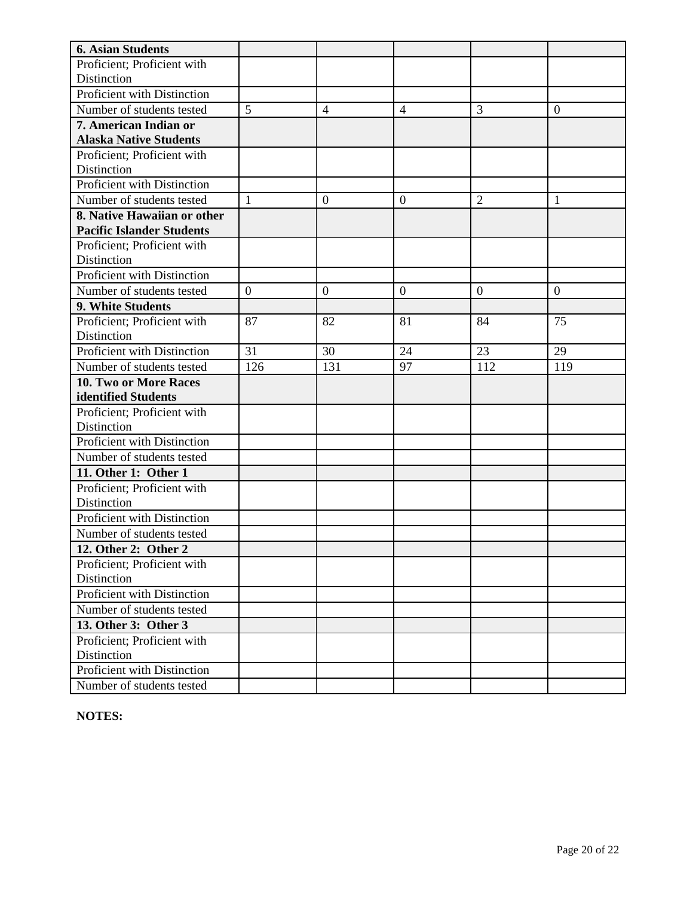| **6. Asian Students** | | | | | |
|---|---|---|---|---|---|
| Proficient; Proficient with Distinction | | | | | |
| Proficient with Distinction | | | | | |
| Number of students tested | 5 | 4 | 4 | 3 | 0 |
| **7. American Indian or Alaska Native Students** | | | | | |
| Proficient; Proficient with Distinction | | | | | |
| Proficient with Distinction | | | | | |
| Number of students tested | 1 | 0 | 0 | 2 | 1 |
| **8. Native Hawaiian or other Pacific Islander Students** | | | | | |
| Proficient; Proficient with Distinction | | | | | |
| Proficient with Distinction | | | | | |
| Number of students tested | 0 | 0 | 0 | 0 | 0 |
| **9. White Students** | | | | | |
| Proficient; Proficient with Distinction | 87 | 82 | 81 | 84 | 75 |
| Proficient with Distinction | 31 | 30 | 24 | 23 | 29 |
| Number of students tested | 126 | 131 | 97 | 112 | 119 |
| **10. Two or More Races identified Students** | | | | | |
| Proficient; Proficient with Distinction | | | | | |
| Proficient with Distinction | | | | | |
| Number of students tested | | | | | |
| **11. Other 1: Other 1** | | | | | |
| Proficient; Proficient with Distinction | | | | | |
| Proficient with Distinction | | | | | |
| Number of students tested | | | | | |
| **12. Other 2: Other 2** | | | | | |
| Proficient; Proficient with Distinction | | | | | |
| Proficient with Distinction | | | | | |
| Number of students tested | | | | | |
| **13. Other 3: Other 3** | | | | | |
| Proficient; Proficient with Distinction | | | | | |
| Proficient with Distinction | | | | | |
| Number of students tested | | | | | |

**NOTES:**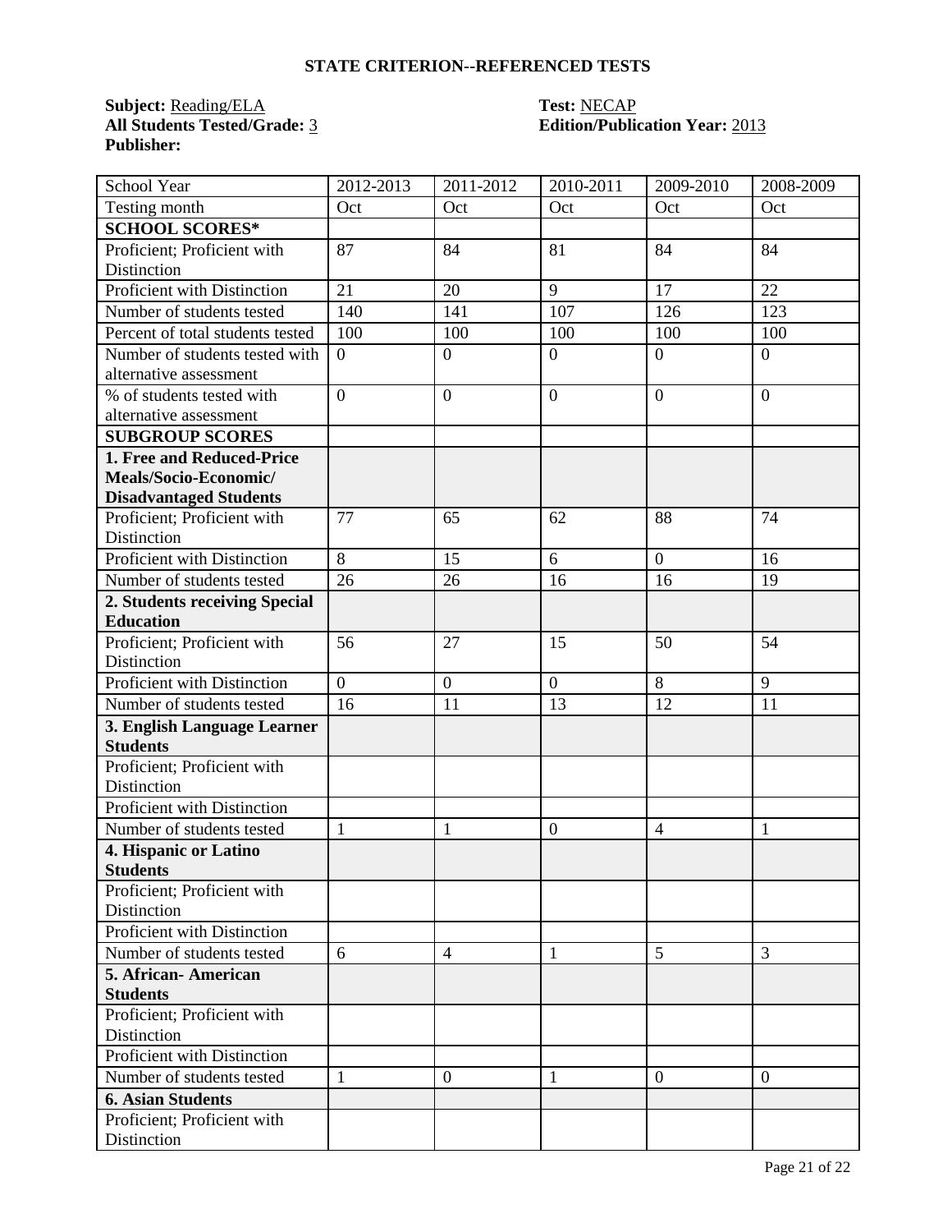## STATE CRITERION--REFERENCED TESTS

**Subject:** Reading/ELA
**All Students Tested/Grade:** 3
**Publisher:**

**Test:** NECAP
**Edition/Publication Year:** 2013

| School Year | 2012-2013 | 2011-2012 | 2010-2011 | 2009-2010 | 2008-2009 |
|---|---|---|---|---|---|
| Testing month | Oct | Oct | Oct | Oct | Oct |
| **SCHOOL SCORES*** | | | | | |
| Proficient; Proficient with Distinction | 87 | 84 | 81 | 84 | 84 |
| Proficient with Distinction | 21 | 20 | 9 | 17 | 22 |
| Number of students tested | 140 | 141 | 107 | 126 | 123 |
| Percent of total students tested | 100 | 100 | 100 | 100 | 100 |
| Number of students tested with alternative assessment | 0 | 0 | 0 | 0 | 0 |
| % of students tested with alternative assessment | 0 | 0 | 0 | 0 | 0 |
| **SUBGROUP SCORES** | | | | | |
| **1. Free and Reduced-Price Meals/Socio-Economic/ Disadvantaged Students** | | | | | |
| Proficient; Proficient with Distinction | 77 | 65 | 62 | 88 | 74 |
| Proficient with Distinction | 8 | 15 | 6 | 0 | 16 |
| Number of students tested | 26 | 26 | 16 | 16 | 19 |
| **2. Students receiving Special Education** | | | | | |
| Proficient; Proficient with Distinction | 56 | 27 | 15 | 50 | 54 |
| Proficient with Distinction | 0 | 0 | 0 | 8 | 9 |
| Number of students tested | 16 | 11 | 13 | 12 | 11 |
| **3. English Language Learner Students** | | | | | |
| Proficient; Proficient with Distinction | | | | | |
| Proficient with Distinction | | | | | |
| Number of students tested | 1 | 1 | 0 | 4 | 1 |
| **4. Hispanic or Latino Students** | | | | | |
| Proficient; Proficient with Distinction | | | | | |
| Proficient with Distinction | | | | | |
| Number of students tested | 6 | 4 | 1 | 5 | 3 |
| **5. African- American Students** | | | | | |
| Proficient; Proficient with Distinction | | | | | |
| Proficient with Distinction | | | | | |
| Number of students tested | 1 | 0 | 1 | 0 | 0 |
| **6. Asian Students** | | | | | |
| Proficient; Proficient with Distinction | | | | | |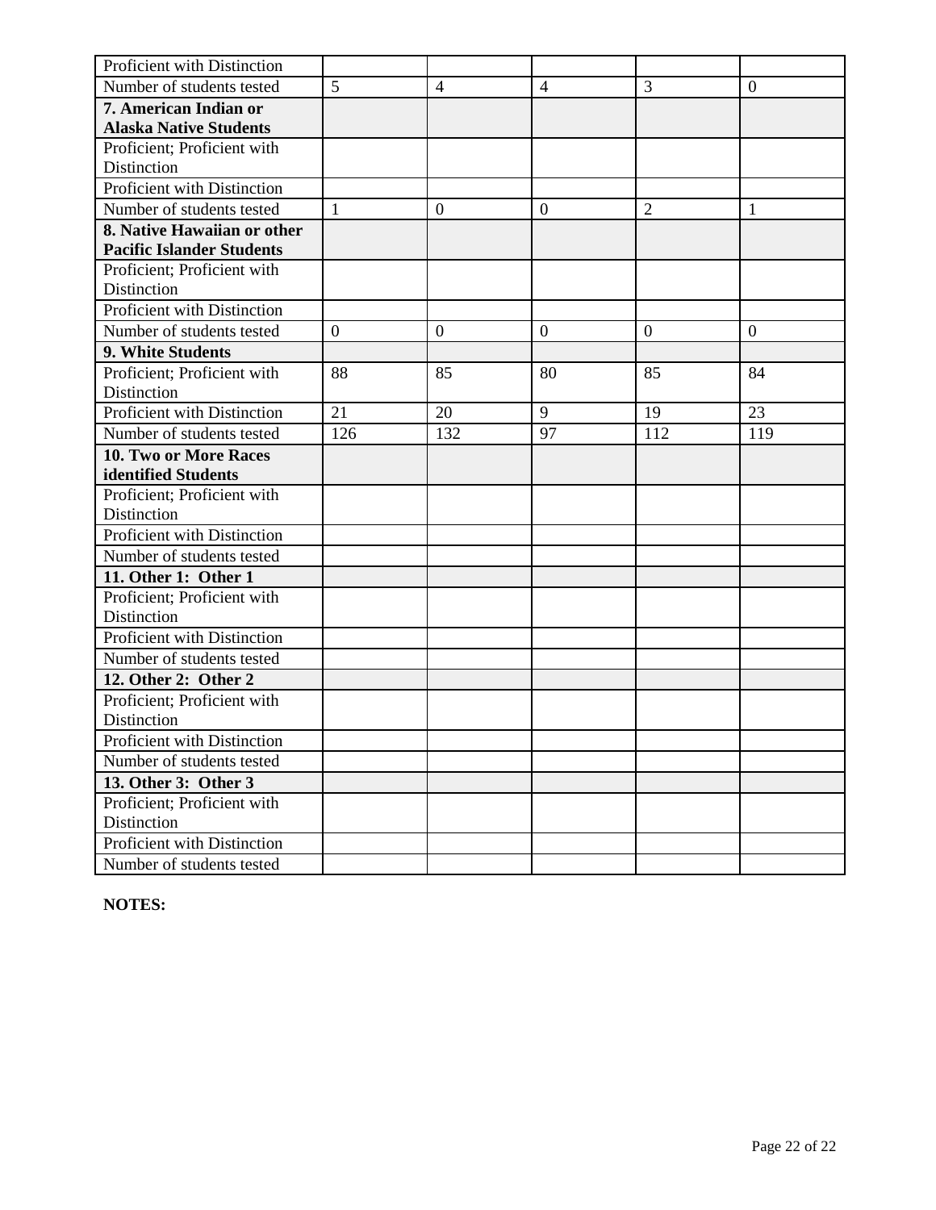| | | | | | |
|---|---|---|---|---|---|
| Proficient with Distinction | | | | | |
| Number of students tested | 5 | 4 | 4 | 3 | 0 |
| **7. American Indian or Alaska Native Students** | | | | | |
| Proficient; Proficient with Distinction | | | | | |
| Proficient with Distinction | | | | | |
| Number of students tested | 1 | 0 | 0 | 2 | 1 |
| **8. Native Hawaiian or other Pacific Islander Students** | | | | | |
| Proficient; Proficient with Distinction | | | | | |
| Proficient with Distinction | | | | | |
| Number of students tested | 0 | 0 | 0 | 0 | 0 |
| **9. White Students** | | | | | |
| Proficient; Proficient with Distinction | 88 | 85 | 80 | 85 | 84 |
| Proficient with Distinction | 21 | 20 | 9 | 19 | 23 |
| Number of students tested | 126 | 132 | 97 | 112 | 119 |
| **10. Two or More Races identified Students** | | | | | |
| Proficient; Proficient with Distinction | | | | | |
| Proficient with Distinction | | | | | |
| Number of students tested | | | | | |
| **11. Other 1: Other 1** | | | | | |
| Proficient; Proficient with Distinction | | | | | |
| Proficient with Distinction | | | | | |
| Number of students tested | | | | | |
| **12. Other 2: Other 2** | | | | | |
| Proficient; Proficient with Distinction | | | | | |
| Proficient with Distinction | | | | | |
| Number of students tested | | | | | |
| **13. Other 3: Other 3** | | | | | |
| Proficient; Proficient with Distinction | | | | | |
| Proficient with Distinction | | | | | |
| Number of students tested | | | | | |

**NOTES:**